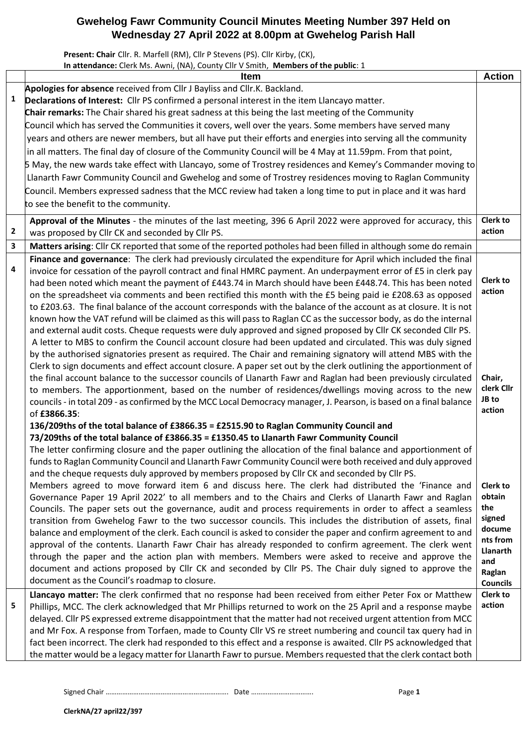# Gwehelog Fawr Community Council Minutes Meeting Number 397 Held on Wednesday 27 April 2022 at 8.00pm at Gwehelog Parish Hall

**Present: Chair** Cllr. R. Marfell (RM), Cllr P Stevens (PS). Cllr Kirby, (CK),
**In attendance:** Clerk Ms. Awni, (NA), County Cllr V Smith, **Members of the public**: 1

| | Item | Action |
|---|---|---|
| 1 | **Apologies for absence** received from Cllr J Bayliss and Cllr.K. Backland.<br>**Declarations of Interest:** Cllr PS confirmed a personal interest in the item Llancayo matter.<br>**Chair remarks:** The Chair shared his great sadness at this being the last meeting of the Community Council which has served the Communities it covers, well over the years. Some members have served many years and others are newer members, but all have put their efforts and energies into serving all the community in all matters. The final day of closure of the Community Council will be 4 May at 11.59pm. From that point, 5 May, the new wards take effect with Llancayo, some of Trostrey residences and Kemey's Commander moving to Llanarth Fawr Community Council and Gwehelog and some of Trostrey residences moving to Raglan Community Council. Members expressed sadness that the MCC review had taken a long time to put in place and it was hard to see the benefit to the community. | |
| 2 | **Approval of the Minutes** - the minutes of the last meeting, 396 6 April 2022 were approved for accuracy, this was proposed by Cllr CK and seconded by Cllr PS. | **Clerk to action** |
| 3 | **Matters arising**: Cllr CK reported that some of the reported potholes had been filled in although some do remain | |
| 4 | **Finance and governance**: The clerk had previously circulated the expenditure for April which included the final invoice for cessation of the payroll contract and final HMRC payment. An underpayment error of £5 in clerk pay had been noted which meant the payment of £443.74 in March should have been £448.74. This has been noted on the spreadsheet via comments and been rectified this month with the £5 being paid ie £208.63 as opposed to £203.63. The final balance of the account corresponds with the balance of the account as at closure. It is not known how the VAT refund will be claimed as this will pass to Raglan CC as the successor body, as do the internal and external audit costs. Cheque requests were duly approved and signed proposed by Cllr CK seconded Cllr PS. A letter to MBS to confirm the Council account closure had been updated and circulated. This was duly signed by the authorised signatories present as required. The Chair and remaining signatory will attend MBS with the Clerk to sign documents and effect account closure. A paper set out by the clerk outlining the apportionment of the final account balance to the successor councils of Llanarth Fawr and Raglan had been previously circulated to members. The apportionment, based on the number of residences/dwellings moving across to the new councils - in total 209 - as confirmed by the MCC Local Democracy manager, J. Pearson, is based on a final balance of **£3866.35**:<br>**136/209ths of the total balance of £3866.35 = £2515.90 to Raglan Community Council and**<br>**73/209ths of the total balance of £3866.35 = £1350.45 to Llanarth Fawr Community Council**<br>The letter confirming closure and the paper outlining the allocation of the final balance and apportionment of funds to Raglan Community Council and Llanarth Fawr Community Council were both received and duly approved and the cheque requests duly approved by members proposed by Cllr CK and seconded by Cllr PS.<br>Members agreed to move forward item 6 and discuss here. The clerk had distributed the 'Finance and Governance Paper 19 April 2022' to all members and to the Chairs and Clerks of Llanarth Fawr and Raglan Councils. The paper sets out the governance, audit and process requirements in order to affect a seamless transition from Gwehelog Fawr to the two successor councils. This includes the distribution of assets, final balance and employment of the clerk. Each council is asked to consider the paper and confirm agreement to and approval of the contents. Llanarth Fawr Chair has already responded to confirm agreement. The clerk went through the paper and the action plan with members. Members were asked to receive and approve the document and actions proposed by Cllr CK and seconded by Cllr PS. The Chair duly signed to approve the document as the Council's roadmap to closure. | **Clerk to action**<br><br>**Chair, clerk Cllr JB to action**<br><br>**Clerk to obtain the signed documents from Llanarth and Raglan Councils** |
| 5 | **Llancayo matter:** The clerk confirmed that no response had been received from either Peter Fox or Matthew Phillips, MCC. The clerk acknowledged that Mr Phillips returned to work on the 25 April and a response maybe delayed. Cllr PS expressed extreme disappointment that the matter had not received urgent attention from MCC and Mr Fox. A response from Torfaen, made to County Cllr VS re street numbering and council tax query had in fact been incorrect. The clerk had responded to this effect and a response is awaited. Cllr PS acknowledged that the matter would be a legacy matter for Llanarth Fawr to pursue. Members requested that the clerk contact both | **Clerk to action** |

Signed Chair ………………………………………………………. Date …………………………….

ClerkNA/27 april22/397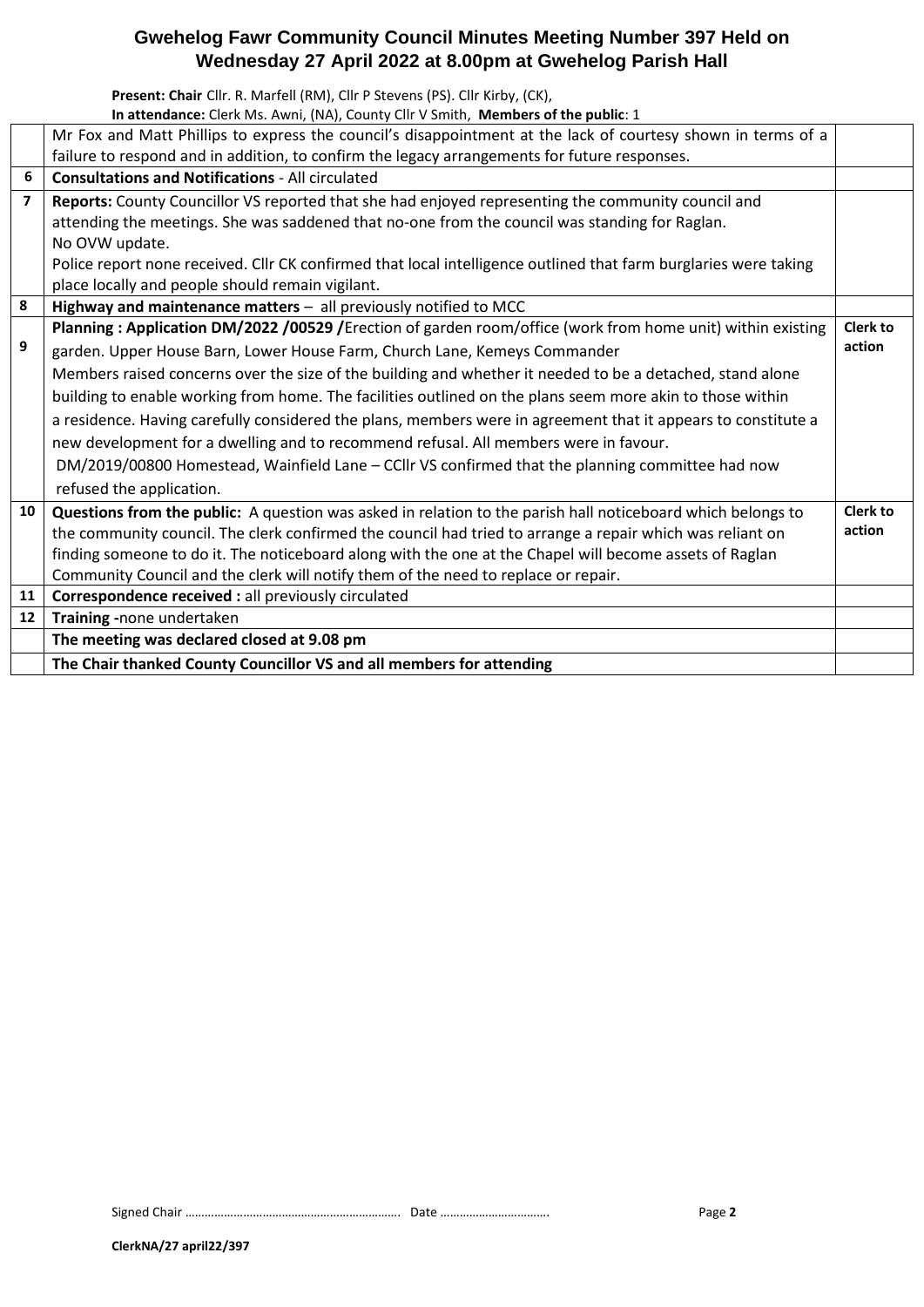# Gwehelog Fawr Community Council Minutes Meeting Number 397 Held on Wednesday 27 April 2022 at 8.00pm at Gwehelog Parish Hall

**Present: Chair** Cllr. R. Marfell (RM), Cllr P Stevens (PS). Cllr Kirby, (CK),
**In attendance:** Clerk Ms. Awni, (NA), County Cllr V Smith, **Members of the public**: 1

| | | |
|---|---|---|
| | Mr Fox and Matt Phillips to express the council's disappointment at the lack of courtesy shown in terms of a failure to respond and in addition, to confirm the legacy arrangements for future responses. | |
| 6 | **Consultations and Notifications** - All circulated | |
| 7 | **Reports:** County Councillor VS reported that she had enjoyed representing the community council and attending the meetings. She was saddened that no-one from the council was standing for Raglan.<br>No OVW update.<br>Police report none received. Cllr CK confirmed that local intelligence outlined that farm burglaries were taking place locally and people should remain vigilant. | |
| 8 | **Highway and maintenance matters** – all previously notified to MCC | |
| 9 | **Planning : Application DM/2022 /00529 /**Erection of garden room/office (work from home unit) within existing garden. Upper House Barn, Lower House Farm, Church Lane, Kemeys Commander<br>Members raised concerns over the size of the building and whether it needed to be a detached, stand alone building to enable working from home. The facilities outlined on the plans seem more akin to those within a residence. Having carefully considered the plans, members were in agreement that it appears to constitute a new development for a dwelling and to recommend refusal. All members were in favour.<br>DM/2019/00800 Homestead, Wainfield Lane – CCllr VS confirmed that the planning committee had now refused the application. | **Clerk to action** |
| 10 | **Questions from the public:** A question was asked in relation to the parish hall noticeboard which belongs to the community council. The clerk confirmed the council had tried to arrange a repair which was reliant on finding someone to do it. The noticeboard along with the one at the Chapel will become assets of Raglan Community Council and the clerk will notify them of the need to replace or repair. | **Clerk to action** |
| 11 | **Correspondence received :** all previously circulated | |
| 12 | **Training -**none undertaken | |
| | **The meeting was declared closed at 9.08 pm** | |
| | **The Chair thanked County Councillor VS and all members for attending** | |

Signed Chair ………………………………………………………. Date …………………………….

**ClerkNA/27 april22/397**